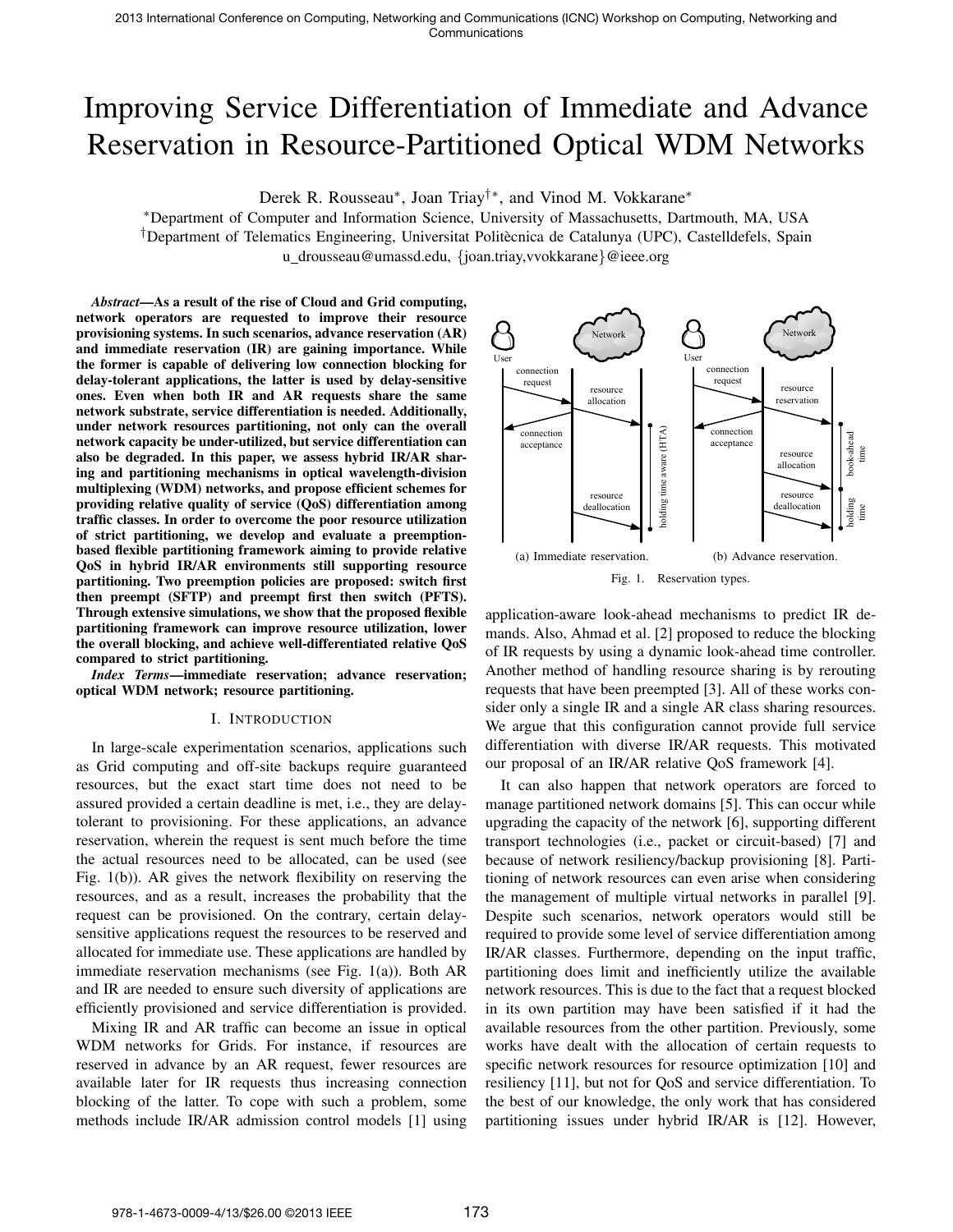# Improving Service Differentiation of Immediate and Advance Reservation in Resource-Partitioned Optical WDM Networks

Derek R. Rousseau[*], Joan Triay[†*], and Vinod M. Vokkarane[*]

[*]Department of Computer and Information Science, University of Massachusetts, Dartmouth, MA, USA
[†]Department of Telematics Engineering, Universitat Politècnica de Catalunya (UPC), Castelldefels, Spain
u_drousseau@umassd.edu, {joan.triay,vvokkarane}@ieee.org

***Abstract*—As a result of the rise of Cloud and Grid computing, network operators are requested to improve their resource provisioning systems. In such scenarios, advance reservation (AR) and immediate reservation (IR) are gaining importance. While the former is capable of delivering low connection blocking for delay-tolerant applications, the latter is used by delay-sensitive ones. Even when both IR and AR requests share the same network substrate, service differentiation is needed. Additionally, under network resources partitioning, not only can the overall network capacity be under-utilized, but service differentiation can also be degraded. In this paper, we assess hybrid IR/AR sharing and partitioning mechanisms in optical wavelength-division multiplexing (WDM) networks, and propose efficient schemes for providing relative quality of service (QoS) differentiation among traffic classes. In order to overcome the poor resource utilization of strict partitioning, we develop and evaluate a preemption-based flexible partitioning framework aiming to provide relative QoS in hybrid IR/AR environments still supporting resource partitioning. Two preemption policies are proposed: switch first then preempt (SFTP) and preempt first then switch (PFTS). Through extensive simulations, we show that the proposed flexible partitioning framework can improve resource utilization, lower the overall blocking, and achieve well-differentiated relative QoS compared to strict partitioning.**

***Index Terms*—immediate reservation; advance reservation; optical WDM network; resource partitioning.**

## I. Introduction

In large-scale experimentation scenarios, applications such as Grid computing and off-site backups require guaranteed resources, but the exact start time does not need to be assured provided a certain deadline is met, i.e., they are delay-tolerant to provisioning. For these applications, an advance reservation, wherein the request is sent much before the time the actual resources need to be allocated, can be used (see Fig. 1(b)). AR gives the network flexibility on reserving the resources, and as a result, increases the probability that the request can be provisioned. On the contrary, certain delay-sensitive applications request the resources to be reserved and allocated for immediate use. These applications are handled by immediate reservation mechanisms (see Fig. 1(a)). Both AR and IR are needed to ensure such diversity of applications are efficiently provisioned and service differentiation is provided.

Mixing IR and AR traffic can become an issue in optical WDM networks for Grids. For instance, if resources are reserved in advance by an AR request, fewer resources are available later for IR requests thus increasing connection blocking of the latter. To cope with such a problem, some methods include IR/AR admission control models [1] using application-aware look-ahead mechanisms to predict IR demands. Also, Ahmad et al. [2] proposed to reduce the blocking of IR requests by using a dynamic look-ahead time controller. Another method of handling resource sharing is by rerouting requests that have been preempted [3]. All of these works consider only a single IR and a single AR class sharing resources. We argue that this configuration cannot provide full service differentiation with diverse IR/AR requests. This motivated our proposal of an IR/AR relative QoS framework [4].

(a) Immediate reservation. (b) Advance reservation.

Fig. 1. Reservation types.

It can also happen that network operators are forced to manage partitioned network domains [5]. This can occur while upgrading the capacity of the network [6], supporting different transport technologies (i.e., packet or circuit-based) [7] and because of network resiliency/backup provisioning [8]. Partitioning of network resources can even arise when considering the management of multiple virtual networks in parallel [9]. Despite such scenarios, network operators would still be required to provide some level of service differentiation among IR/AR classes. Furthermore, depending on the input traffic, partitioning does limit and inefficiently utilize the available network resources. This is due to the fact that a request blocked in its own partition may have been satisfied if it had the available resources from the other partition. Previously, some works have dealt with the allocation of certain requests to specific network resources for resource optimization [10] and resiliency [11], but not for QoS and service differentiation. To the best of our knowledge, the only work that has considered partitioning issues under hybrid IR/AR is [12]. However,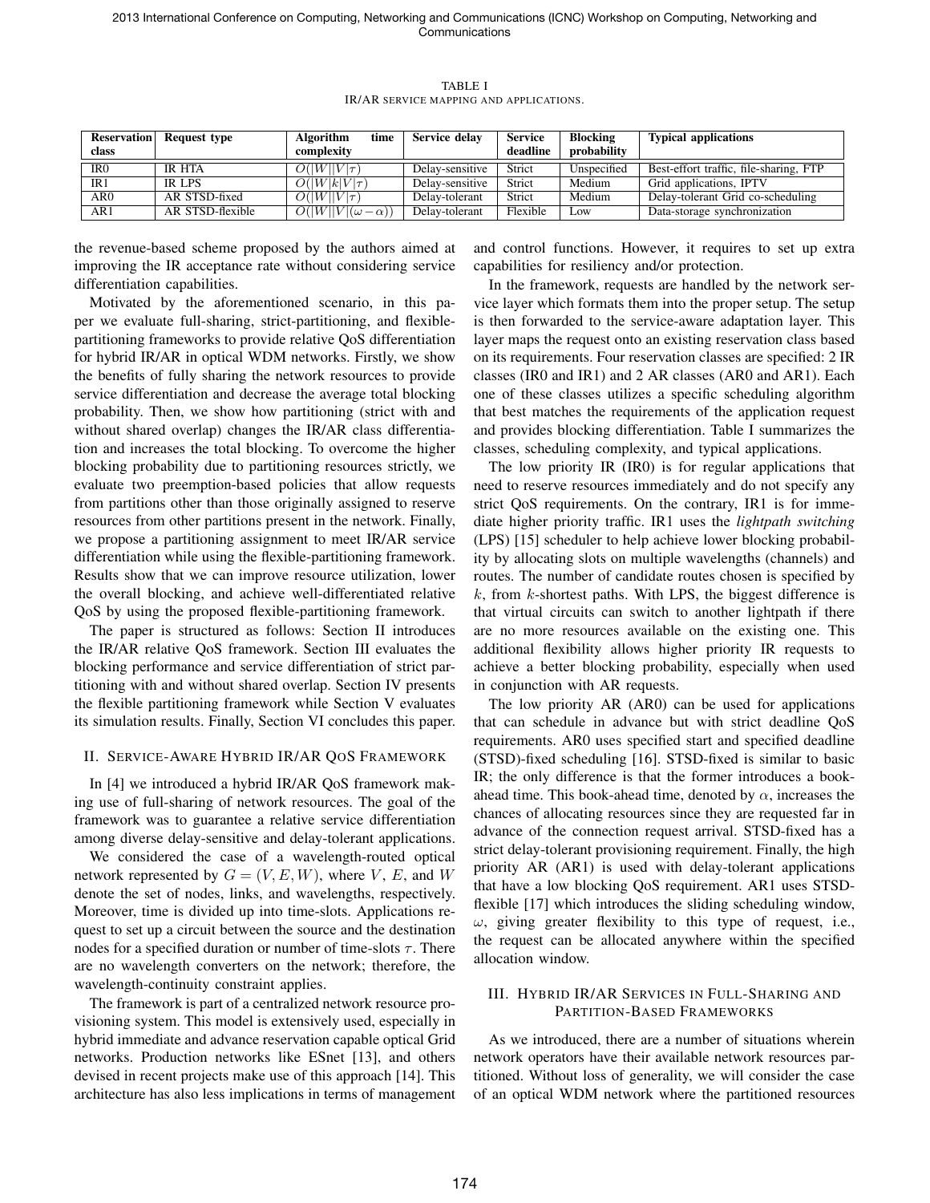TABLE I
IR/AR SERVICE MAPPING AND APPLICATIONS.

| Reservation class | Request type | Algorithm time complexity | Service delay | Service deadline | Blocking probability | Typical applications |
|---|---|---|---|---|---|---|
| IR0 | IR HTA | $O(\|W\|\|V\|\tau)$ | Delay-sensitive | Strict | Unspecified | Best-effort traffic, file-sharing, FTP |
| IR1 | IR LPS | $O(\|W\|k\|V\|\tau)$ | Delay-sensitive | Strict | Medium | Grid applications, IPTV |
| AR0 | AR STSD-fixed | $O(\|W\|\|V\|\tau)$ | Delay-tolerant | Strict | Medium | Delay-tolerant Grid co-scheduling |
| AR1 | AR STSD-flexible | $O(\|W\|\|V\|(\omega-\alpha))$ | Delay-tolerant | Flexible | Low | Data-storage synchronization |

the revenue-based scheme proposed by the authors aimed at improving the IR acceptance rate without considering service differentiation capabilities.

Motivated by the aforementioned scenario, in this paper we evaluate full-sharing, strict-partitioning, and flexible-partitioning frameworks to provide relative QoS differentiation for hybrid IR/AR in optical WDM networks. Firstly, we show the benefits of fully sharing the network resources to provide service differentiation and decrease the average total blocking probability. Then, we show how partitioning (strict with and without shared overlap) changes the IR/AR class differentiation and increases the total blocking. To overcome the higher blocking probability due to partitioning resources strictly, we evaluate two preemption-based policies that allow requests from partitions other than those originally assigned to reserve resources from other partitions present in the network. Finally, we propose a partitioning assignment to meet IR/AR service differentiation while using the flexible-partitioning framework. Results show that we can improve resource utilization, lower the overall blocking, and achieve well-differentiated relative QoS by using the proposed flexible-partitioning framework.

The paper is structured as follows: Section II introduces the IR/AR relative QoS framework. Section III evaluates the blocking performance and service differentiation of strict partitioning with and without shared overlap. Section IV presents the flexible partitioning framework while Section V evaluates its simulation results. Finally, Section VI concludes this paper.

## II. Service-Aware Hybrid IR/AR QoS Framework

In [4] we introduced a hybrid IR/AR QoS framework making use of full-sharing of network resources. The goal of the framework was to guarantee a relative service differentiation among diverse delay-sensitive and delay-tolerant applications.

We considered the case of a wavelength-routed optical network represented by $G = (V, E, W)$, where $V$, $E$, and $W$ denote the set of nodes, links, and wavelengths, respectively. Moreover, time is divided up into time-slots. Applications request to set up a circuit between the source and the destination nodes for a specified duration or number of time-slots $\tau$. There are no wavelength converters on the network; therefore, the wavelength-continuity constraint applies.

The framework is part of a centralized network resource provisioning system. This model is extensively used, especially in hybrid immediate and advance reservation capable optical Grid networks. Production networks like ESnet [13], and others devised in recent projects make use of this approach [14]. This architecture has also less implications in terms of management and control functions. However, it requires to set up extra capabilities for resiliency and/or protection.

In the framework, requests are handled by the network service layer which formats them into the proper setup. The setup is then forwarded to the service-aware adaptation layer. This layer maps the request onto an existing reservation class based on its requirements. Four reservation classes are specified: 2 IR classes (IR0 and IR1) and 2 AR classes (AR0 and AR1). Each one of these classes utilizes a specific scheduling algorithm that best matches the requirements of the application request and provides blocking differentiation. Table I summarizes the classes, scheduling complexity, and typical applications.

The low priority IR (IR0) is for regular applications that need to reserve resources immediately and do not specify any strict QoS requirements. On the contrary, IR1 is for immediate higher priority traffic. IR1 uses the *lightpath switching* (LPS) [15] scheduler to help achieve lower blocking probability by allocating slots on multiple wavelengths (channels) and routes. The number of candidate routes chosen is specified by $k$, from $k$-shortest paths. With LPS, the biggest difference is that virtual circuits can switch to another lightpath if there are no more resources available on the existing one. This additional flexibility allows higher priority IR requests to achieve a better blocking probability, especially when used in conjunction with AR requests.

The low priority AR (AR0) can be used for applications that can schedule in advance but with strict deadline QoS requirements. AR0 uses specified start and specified deadline (STSD)-fixed scheduling [16]. STSD-fixed is similar to basic IR; the only difference is that the former introduces a book-ahead time. This book-ahead time, denoted by $\alpha$, increases the chances of allocating resources since they are requested far in advance of the connection request arrival. STSD-fixed has a strict delay-tolerant provisioning requirement. Finally, the high priority AR (AR1) is used with delay-tolerant applications that have a low blocking QoS requirement. AR1 uses STSD-flexible [17] which introduces the sliding scheduling window, $\omega$, giving greater flexibility to this type of request, i.e., the request can be allocated anywhere within the specified allocation window.

## III. Hybrid IR/AR Services in Full-Sharing and Partition-Based Frameworks

As we introduced, there are a number of situations wherein network operators have their available network resources partitioned. Without loss of generality, we will consider the case of an optical WDM network where the partitioned resources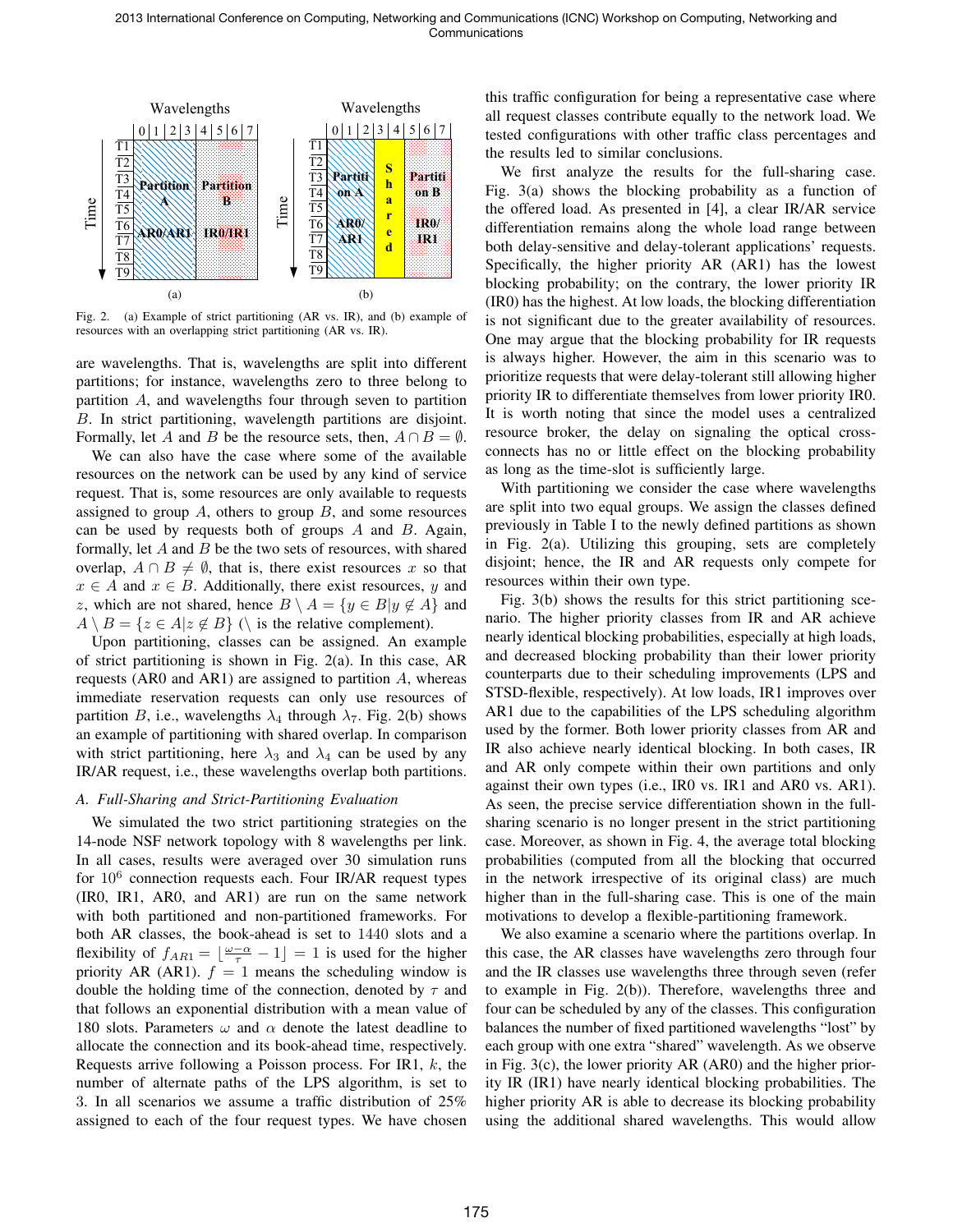Fig. 2. (a) Example of strict partitioning (AR vs. IR), and (b) example of resources with an overlapping strict partitioning (AR vs. IR).

are wavelengths. That is, wavelengths are split into different partitions; for instance, wavelengths zero to three belong to partition $A$, and wavelengths four through seven to partition $B$. In strict partitioning, wavelength partitions are disjoint. Formally, let $A$ and $B$ be the resource sets, then, $A \cap B = \emptyset$.

We can also have the case where some of the available resources on the network can be used by any kind of service request. That is, some resources are only available to requests assigned to group $A$, others to group $B$, and some resources can be used by requests both of groups $A$ and $B$. Again, formally, let $A$ and $B$ be the two sets of resources, with shared overlap, $A \cap B \neq \emptyset$, that is, there exist resources $x$ so that $x \in A$ and $x \in B$. Additionally, there exist resources, $y$ and $z$, which are not shared, hence $B \setminus A = \{y \in B | y \notin A\}$ and $A \setminus B = \{z \in A | z \notin B\}$ ($\setminus$ is the relative complement).

Upon partitioning, classes can be assigned. An example of strict partitioning is shown in Fig. 2(a). In this case, AR requests (AR0 and AR1) are assigned to partition $A$, whereas immediate reservation requests can only use resources of partition $B$, i.e., wavelengths $\lambda_4$ through $\lambda_7$. Fig. 2(b) shows an example of partitioning with shared overlap. In comparison with strict partitioning, here $\lambda_3$ and $\lambda_4$ can be used by any IR/AR request, i.e., these wavelengths overlap both partitions.

### A. Full-Sharing and Strict-Partitioning Evaluation

We simulated the two strict partitioning strategies on the 14-node NSF network topology with 8 wavelengths per link. In all cases, results were averaged over 30 simulation runs for $10^6$ connection requests each. Four IR/AR request types (IR0, IR1, AR0, and AR1) are run on the same network with both partitioned and non-partitioned frameworks. For both AR classes, the book-ahead is set to 1440 slots and a flexibility of $f_{AR1} = \lfloor \frac{\omega - \alpha}{\tau} - 1 \rfloor = 1$ is used for the higher priority AR (AR1). $f = 1$ means the scheduling window is double the holding time of the connection, denoted by $\tau$ and that follows an exponential distribution with a mean value of 180 slots. Parameters $\omega$ and $\alpha$ denote the latest deadline to allocate the connection and its book-ahead time, respectively. Requests arrive following a Poisson process. For IR1, $k$, the number of alternate paths of the LPS algorithm, is set to 3. In all scenarios we assume a traffic distribution of 25% assigned to each of the four request types. We have chosen this traffic configuration for being a representative case where all request classes contribute equally to the network load. We tested configurations with other traffic class percentages and the results led to similar conclusions.

We first analyze the results for the full-sharing case. Fig. 3(a) shows the blocking probability as a function of the offered load. As presented in [4], a clear IR/AR service differentiation remains along the whole load range between both delay-sensitive and delay-tolerant applications' requests. Specifically, the higher priority AR (AR1) has the lowest blocking probability; on the contrary, the lower priority IR (IR0) has the highest. At low loads, the blocking differentiation is not significant due to the greater availability of resources. One may argue that the blocking probability for IR requests is always higher. However, the aim in this scenario was to prioritize requests that were delay-tolerant still allowing higher priority IR to differentiate themselves from lower priority IR0. It is worth noting that since the model uses a centralized resource broker, the delay on signaling the optical cross-connects has no or little effect on the blocking probability as long as the time-slot is sufficiently large.

With partitioning we consider the case where wavelengths are split into two equal groups. We assign the classes defined previously in Table I to the newly defined partitions as shown in Fig. 2(a). Utilizing this grouping, sets are completely disjoint; hence, the IR and AR requests only compete for resources within their own type.

Fig. 3(b) shows the results for this strict partitioning scenario. The higher priority classes from IR and AR achieve nearly identical blocking probabilities, especially at high loads, and decreased blocking probability than their lower priority counterparts due to their scheduling improvements (LPS and STSD-flexible, respectively). At low loads, IR1 improves over AR1 due to the capabilities of the LPS scheduling algorithm used by the former. Both lower priority classes from AR and IR also achieve nearly identical blocking. In both cases, IR and AR only compete within their own partitions and only against their own types (i.e., IR0 vs. IR1 and AR0 vs. AR1). As seen, the precise service differentiation shown in the full-sharing scenario is no longer present in the strict partitioning case. Moreover, as shown in Fig. 4, the average total blocking probabilities (computed from all the blocking that occurred in the network irrespective of its original class) are much higher than in the full-sharing case. This is one of the main motivations to develop a flexible-partitioning framework.

We also examine a scenario where the partitions overlap. In this case, the AR classes have wavelengths zero through four and the IR classes use wavelengths three through seven (refer to example in Fig. 2(b)). Therefore, wavelengths three and four can be scheduled by any of the classes. This configuration balances the number of fixed partitioned wavelengths "lost" by each group with one extra "shared" wavelength. As we observe in Fig. 3(c), the lower priority AR (AR0) and the higher priority IR (IR1) have nearly identical blocking probabilities. The higher priority AR is able to decrease its blocking probability using the additional shared wavelengths. This would allow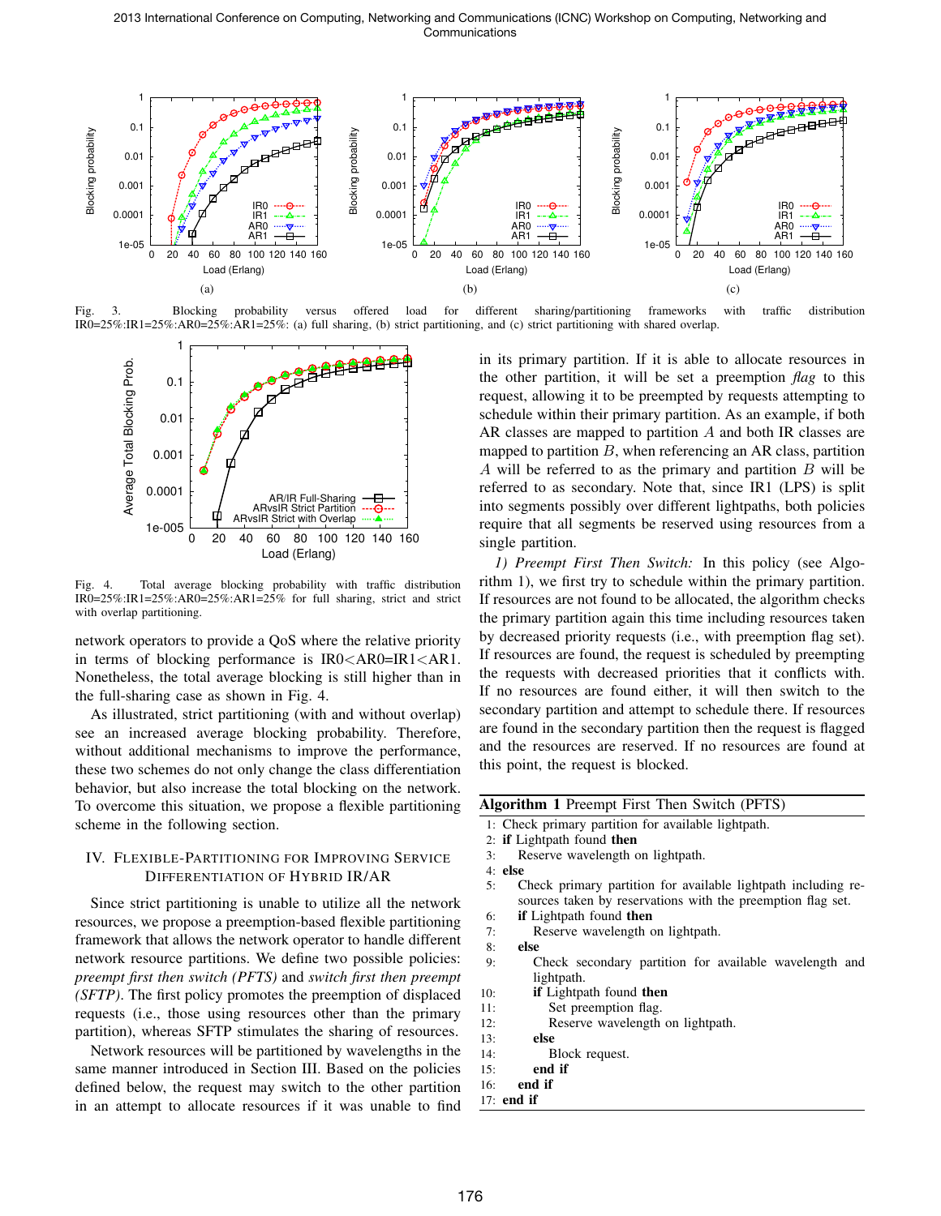Fig. 3. Blocking probability versus offered load for different sharing/partitioning frameworks with traffic distribution IR0=25%:IR1=25%:AR0=25%:AR1=25%: (a) full sharing, (b) strict partitioning, and (c) strict partitioning with shared overlap.

Fig. 4. Total average blocking probability with traffic distribution IR0=25%:IR1=25%:AR0=25%:AR1=25% for full sharing, strict and strict with overlap partitioning.

network operators to provide a QoS where the relative priority in terms of blocking performance is IR0<AR0=IR1<AR1. Nonetheless, the total average blocking is still higher than in the full-sharing case as shown in Fig. 4.

As illustrated, strict partitioning (with and without overlap) see an increased average blocking probability. Therefore, without additional mechanisms to improve the performance, these two schemes do not only change the class differentiation behavior, but also increase the total blocking on the network. To overcome this situation, we propose a flexible partitioning scheme in the following section.

## IV. Flexible-Partitioning for Improving Service Differentiation of Hybrid IR/AR

Since strict partitioning is unable to utilize all the network resources, we propose a preemption-based flexible partitioning framework that allows the network operator to handle different network resource partitions. We define two possible policies: *preempt first then switch (PFTS)* and *switch first then preempt (SFTP)*. The first policy promotes the preemption of displaced requests (i.e., those using resources other than the primary partition), whereas SFTP stimulates the sharing of resources.

Network resources will be partitioned by wavelengths in the same manner introduced in Section III. Based on the policies defined below, the request may switch to the other partition in an attempt to allocate resources if it was unable to find in its primary partition. If it is able to allocate resources in the other partition, it will be set a preemption *flag* to this request, allowing it to be preempted by requests attempting to schedule within their primary partition. As an example, if both AR classes are mapped to partition $A$ and both IR classes are mapped to partition $B$, when referencing an AR class, partition $A$ will be referred to as the primary and partition $B$ will be referred to as secondary. Note that, since IR1 (LPS) is split into segments possibly over different lightpaths, both policies require that all segments be reserved using resources from a single partition.

*1) Preempt First Then Switch:* In this policy (see Algorithm 1), we first try to schedule within the primary partition. If resources are not found to be allocated, the algorithm checks the primary partition again this time including resources taken by decreased priority requests (i.e., with preemption flag set). If resources are found, the request is scheduled by preempting the requests with decreased priorities that it conflicts with. If no resources are found either, it will then switch to the secondary partition and attempt to schedule there. If resources are found in the secondary partition then the request is flagged and the resources are reserved. If no resources are found at this point, the request is blocked.

**Algorithm 1** Preempt First Then Switch (PFTS)

```
1:  Check primary partition for available lightpath.
2:  if Lightpath found then
3:      Reserve wavelength on lightpath.
4:  else
5:      Check primary partition for available lightpath including re-
        sources taken by reservations with the preemption flag set.
6:      if Lightpath found then
7:          Reserve wavelength on lightpath.
8:      else
9:          Check secondary partition for available wavelength and
            lightpath.
10:         if Lightpath found then
11:             Set preemption flag.
12:             Reserve wavelength on lightpath.
13:         else
14:             Block request.
15:         end if
16:     end if
17: end if
```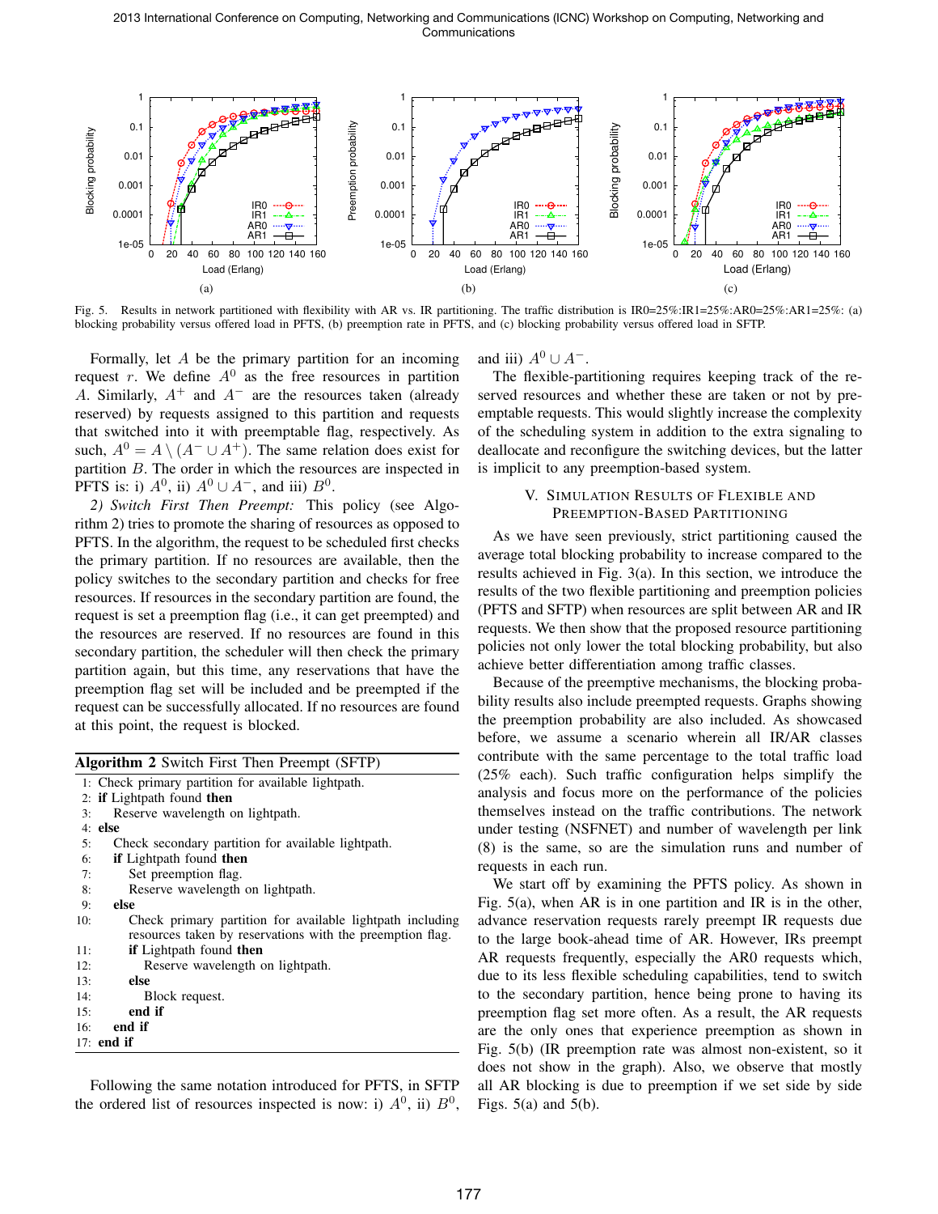Fig. 5. Results in network partitioned with flexibility with AR vs. IR partitioning. The traffic distribution is IR0=25%:IR1=25%:AR0=25%:AR1=25%: (a) blocking probability versus offered load in PFTS, (b) preemption rate in PFTS, and (c) blocking probability versus offered load in SFTP.

Formally, let $A$ be the primary partition for an incoming request $r$. We define $A^0$ as the free resources in partition $A$. Similarly, $A^+$ and $A^-$ are the resources taken (already reserved) by requests assigned to this partition and requests that switched into it with preemptable flag, respectively. As such, $A^0 = A \setminus (A^- \cup A^+)$. The same relation does exist for partition $B$. The order in which the resources are inspected in PFTS is: i) $A^0$, ii) $A^0 \cup A^-$, and iii) $B^0$.

*2) Switch First Then Preempt:* This policy (see Algorithm 2) tries to promote the sharing of resources as opposed to PFTS. In the algorithm, the request to be scheduled first checks the primary partition. If no resources are available, then the policy switches to the secondary partition and checks for free resources. If resources in the secondary partition are found, the request is set a preemption flag (i.e., it can get preempted) and the resources are reserved. If no resources are found in this secondary partition, the scheduler will then check the primary partition again, but this time, any reservations that have the preemption flag set will be included and be preempted if the request can be successfully allocated. If no resources are found at this point, the request is blocked.

**Algorithm 2** Switch First Then Preempt (SFTP)

```
1: Check primary partition for available lightpath.
2: if Lightpath found then
3:     Reserve wavelength on lightpath.
4: else
5:     Check secondary partition for available lightpath.
6:     if Lightpath found then
7:         Set preemption flag.
8:         Reserve wavelength on lightpath.
9:     else
10:        Check primary partition for available lightpath including
           resources taken by reservations with the preemption flag.
11:        if Lightpath found then
12:            Reserve wavelength on lightpath.
13:        else
14:            Block request.
15:        end if
16:    end if
17: end if
```

Following the same notation introduced for PFTS, in SFTP the ordered list of resources inspected is now: i) $A^0$, ii) $B^0$, and iii) $A^0 \cup A^-$.

The flexible-partitioning requires keeping track of the reserved resources and whether these are taken or not by preemptable requests. This would slightly increase the complexity of the scheduling system in addition to the extra signaling to deallocate and reconfigure the switching devices, but the latter is implicit to any preemption-based system.

## V. Simulation Results of Flexible and Preemption-Based Partitioning

As we have seen previously, strict partitioning caused the average total blocking probability to increase compared to the results achieved in Fig. 3(a). In this section, we introduce the results of the two flexible partitioning and preemption policies (PFTS and SFTP) when resources are split between AR and IR requests. We then show that the proposed resource partitioning policies not only lower the total blocking probability, but also achieve better differentiation among traffic classes.

Because of the preemptive mechanisms, the blocking probability results also include preempted requests. Graphs showing the preemption probability are also included. As showcased before, we assume a scenario wherein all IR/AR classes contribute with the same percentage to the total traffic load (25% each). Such traffic configuration helps simplify the analysis and focus more on the performance of the policies themselves instead on the traffic contributions. The network under testing (NSFNET) and number of wavelength per link (8) is the same, so are the simulation runs and number of requests in each run.

We start off by examining the PFTS policy. As shown in Fig. 5(a), when AR is in one partition and IR is in the other, advance reservation requests rarely preempt IR requests due to the large book-ahead time of AR. However, IRs preempt AR requests frequently, especially the AR0 requests which, due to its less flexible scheduling capabilities, tend to switch to the secondary partition, hence being prone to having its preemption flag set more often. As a result, the AR requests are the only ones that experience preemption as shown in Fig. 5(b) (IR preemption rate was almost non-existent, so it does not show in the graph). Also, we observe that mostly all AR blocking is due to preemption if we set side by side Figs. 5(a) and 5(b).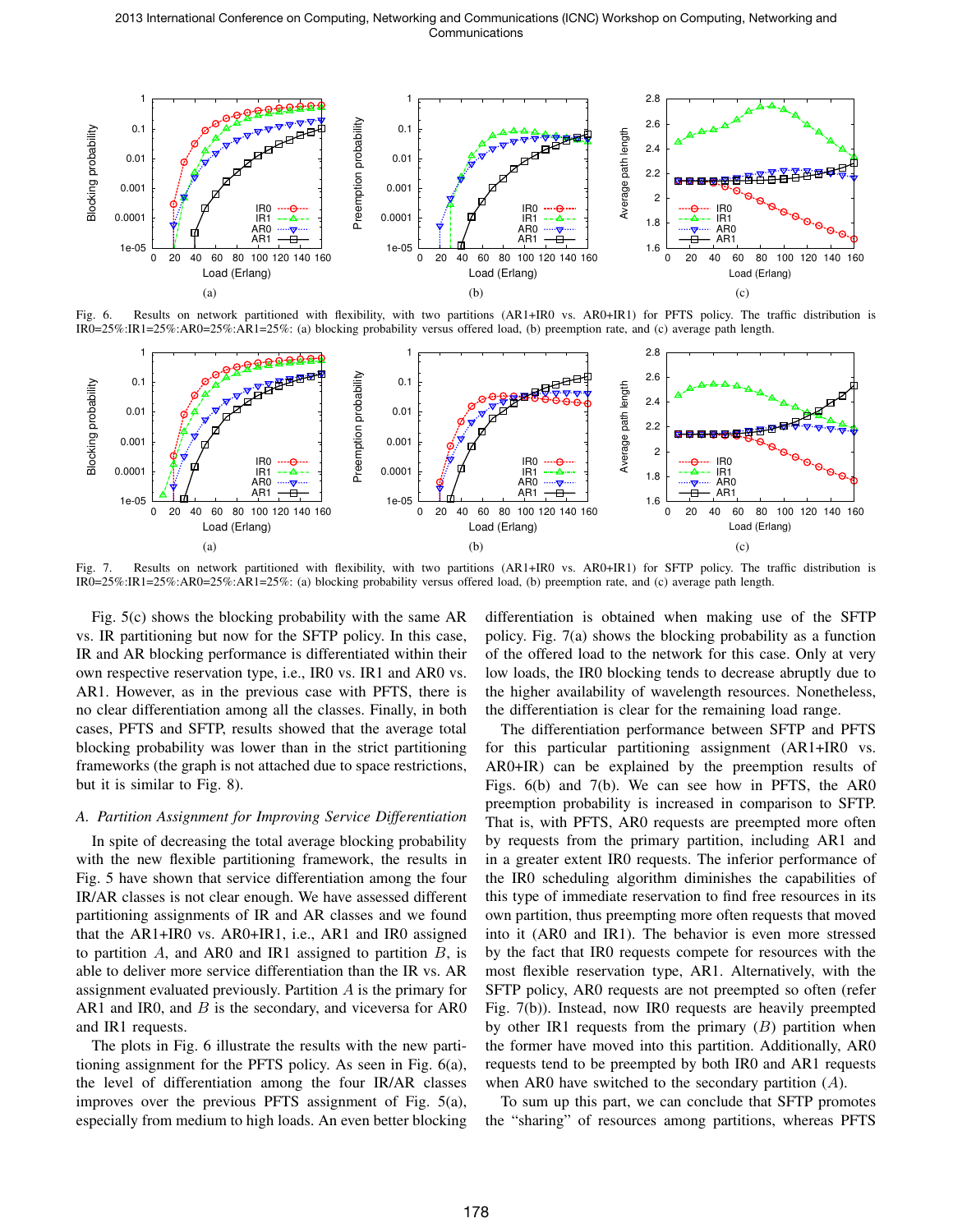Fig. 6. Results on network partitioned with flexibility, with two partitions (AR1+IR0 vs. AR0+IR1) for PFTS policy. The traffic distribution is IR0=25%:IR1=25%:AR0=25%:AR1=25%: (a) blocking probability versus offered load, (b) preemption rate, and (c) average path length.

Fig. 7. Results on network partitioned with flexibility, with two partitions (AR1+IR0 vs. AR0+IR1) for SFTP policy. The traffic distribution is IR0=25%:IR1=25%:AR0=25%:AR1=25%: (a) blocking probability versus offered load, (b) preemption rate, and (c) average path length.

Fig. 5(c) shows the blocking probability with the same AR vs. IR partitioning but now for the SFTP policy. In this case, IR and AR blocking performance is differentiated within their own respective reservation type, i.e., IR0 vs. IR1 and AR0 vs. AR1. However, as in the previous case with PFTS, there is no clear differentiation among all the classes. Finally, in both cases, PFTS and SFTP, results showed that the average total blocking probability was lower than in the strict partitioning frameworks (the graph is not attached due to space restrictions, but it is similar to Fig. 8).

### A. Partition Assignment for Improving Service Differentiation

In spite of decreasing the total average blocking probability with the new flexible partitioning framework, the results in Fig. 5 have shown that service differentiation among the four IR/AR classes is not clear enough. We have assessed different partitioning assignments of IR and AR classes and we found that the AR1+IR0 vs. AR0+IR1, i.e., AR1 and IR0 assigned to partition $A$, and AR0 and IR1 assigned to partition $B$, is able to deliver more service differentiation than the IR vs. AR assignment evaluated previously. Partition $A$ is the primary for AR1 and IR0, and $B$ is the secondary, and viceversa for AR0 and IR1 requests.

The plots in Fig. 6 illustrate the results with the new partitioning assignment for the PFTS policy. As seen in Fig. 6(a), the level of differentiation among the four IR/AR classes improves over the previous PFTS assignment of Fig. 5(a), especially from medium to high loads. An even better blocking differentiation is obtained when making use of the SFTP policy. Fig. 7(a) shows the blocking probability as a function of the offered load to the network for this case. Only at very low loads, the IR0 blocking tends to decrease abruptly due to the higher availability of wavelength resources. Nonetheless, the differentiation is clear for the remaining load range.

The differentiation performance between SFTP and PFTS for this particular partitioning assignment (AR1+IR0 vs. AR0+IR) can be explained by the preemption results of Figs. 6(b) and 7(b). We can see how in PFTS, the AR0 preemption probability is increased in comparison to SFTP. That is, with PFTS, AR0 requests are preempted more often by requests from the primary partition, including AR1 and in a greater extent IR0 requests. The inferior performance of the IR0 scheduling algorithm diminishes the capabilities of this type of immediate reservation to find free resources in its own partition, thus preempting more often requests that moved into it (AR0 and IR1). The behavior is even more stressed by the fact that IR0 requests compete for resources with the most flexible reservation type, AR1. Alternatively, with the SFTP policy, AR0 requests are not preempted so often (refer Fig. 7(b)). Instead, now IR0 requests are heavily preempted by other IR1 requests from the primary ($B$) partition when the former have moved into this partition. Additionally, AR0 requests tend to be preempted by both IR0 and AR1 requests when AR0 have switched to the secondary partition ($A$).

To sum up this part, we can conclude that SFTP promotes the "sharing" of resources among partitions, whereas PFTS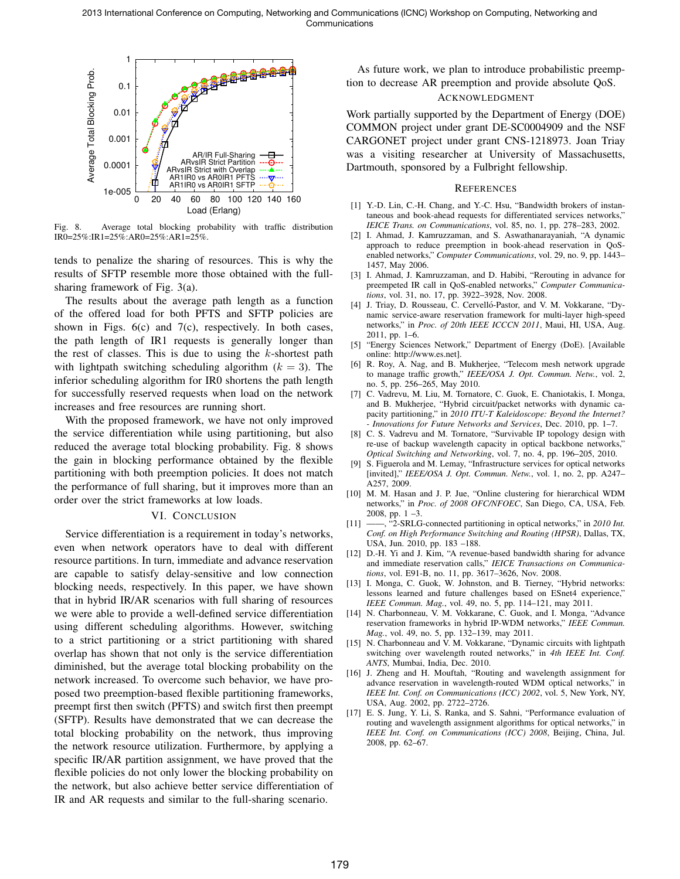1

0.1

0.01

0.001

0.0001

1e-005

Average Total Blocking Prob.

0 20 40 60 80 100 120 140 160

Load (Erlang)

AR/IR Full-Sharing
ARvsIR Strict Partition
ARvsIR Strict with Overlap
AR1IR0 vs AR0IR1 PFTS
AR1IR0 vs AR0IR1 SFTP

Fig. 8. Average total blocking probability with traffic distribution IR0=25%:IR1=25%:AR0=25%:AR1=25%.

tends to penalize the sharing of resources. This is why the results of SFTP resemble more those obtained with the full-sharing framework of Fig. 3(a).

The results about the average path length as a function of the offered load for both PFTS and SFTP policies are shown in Figs. 6(c) and 7(c), respectively. In both cases, the path length of IR1 requests is generally longer than the rest of classes. This is due to using the $k$-shortest path with lightpath switching scheduling algorithm ($k = 3$). The inferior scheduling algorithm for IR0 shortens the path length for successfully reserved requests when load on the network increases and free resources are running short.

With the proposed framework, we have not only improved the service differentiation while using partitioning, but also reduced the average total blocking probability. Fig. 8 shows the gain in blocking performance obtained by the flexible partitioning with both preemption policies. It does not match the performance of full sharing, but it improves more than an order over the strict frameworks at low loads.

## VI. Conclusion

Service differentiation is a requirement in today's networks, even when network operators have to deal with different resource partitions. In turn, immediate and advance reservation are capable to satisfy delay-sensitive and low connection blocking needs, respectively. In this paper, we have shown that in hybrid IR/AR scenarios with full sharing of resources we were able to provide a well-defined service differentiation using different scheduling algorithms. However, switching to a strict partitioning or a strict partitioning with shared overlap has shown that not only is the service differentiation diminished, but the average total blocking probability on the network increased. To overcome such behavior, we have proposed two preemption-based flexible partitioning frameworks, preempt first then switch (PFTS) and switch first then preempt (SFTP). Results have demonstrated that we can decrease the total blocking probability on the network, thus improving the network resource utilization. Furthermore, by applying a specific IR/AR partition assignment, we have proved that the flexible policies do not only lower the blocking probability on the network, but also achieve better service differentiation of IR and AR requests and similar to the full-sharing scenario.

As future work, we plan to introduce probabilistic preemption to decrease AR preemption and provide absolute QoS.

## Acknowledgment

Work partially supported by the Department of Energy (DOE) COMMON project under grant DE-SC0004909 and the NSF CARGONET project under grant CNS-1218973. Joan Triay was a visiting researcher at University of Massachusetts, Dartmouth, sponsored by a Fulbright fellowship.

## References

[1] Y.-D. Lin, C.-H. Chang, and Y.-C. Hsu, "Bandwidth brokers of instantaneous and book-ahead requests for differentiated services networks," *IEICE Trans. on Communications*, vol. 85, no. 1, pp. 278–283, 2002.

[2] I. Ahmad, J. Kamruzzaman, and S. Aswathanarayaniah, "A dynamic approach to reduce preemption in book-ahead reservation in QoS-enabled networks," *Computer Communications*, vol. 29, no. 9, pp. 1443–1457, May 2006.

[3] I. Ahmad, J. Kamruzzaman, and D. Habibi, "Rerouting in advance for preempted IR call in QoS-enabled networks," *Computer Communications*, vol. 31, no. 17, pp. 3922–3928, Nov. 2008.

[4] J. Triay, D. Rousseau, C. Cervelló-Pastor, and V. M. Vokkarane, "Dynamic service-aware reservation framework for multi-layer high-speed networks," in *Proc. of 20th IEEE ICCCN 2011*, Maui, HI, USA, Aug. 2011, pp. 1–6.

[5] "Energy Sciences Network," Department of Energy (DoE). [Available online: http://www.es.net].

[6] R. Roy, A. Nag, and B. Mukherjee, "Telecom mesh network upgrade to manage traffic growth," *IEEE/OSA J. Opt. Commun. Netw.*, vol. 2, no. 5, pp. 256–265, May 2010.

[7] C. Vadrevu, M. Liu, M. Tornatore, C. Guok, E. Chaniotakis, I. Monga, and B. Mukherjee, "Hybrid circuit/packet networks with dynamic capacity partitioning," in *2010 ITU-T Kaleidoscope: Beyond the Internet? - Innovations for Future Networks and Services*, Dec. 2010, pp. 1–7.

[8] C. S. Vadrevu and M. Tornatore, "Survivable IP topology design with re-use of backup wavelength capacity in optical backbone networks," *Optical Switching and Networking*, vol. 7, no. 4, pp. 196–205, 2010.

[9] S. Figuerola and M. Lemay, "Infrastructure services for optical networks [invited]," *IEEE/OSA J. Opt. Commun. Netw.*, vol. 1, no. 2, pp. A247–A257, 2009.

[10] M. M. Hasan and J. P. Jue, "Online clustering for hierarchical WDM networks," in *Proc. of 2008 OFC/NFOEC*, San Diego, CA, USA, Feb. 2008, pp. 1 –3.

[11] ——, "2-SRLG-connected partitioning in optical networks," in *2010 Int. Conf. on High Performance Switching and Routing (HPSR)*, Dallas, TX, USA, Jun. 2010, pp. 183 –188.

[12] D.-H. Yi and J. Kim, "A revenue-based bandwidth sharing for advance and immediate reservation calls," *IEICE Transactions on Communications*, vol. E91-B, no. 11, pp. 3617–3626, Nov. 2008.

[13] I. Monga, C. Guok, W. Johnston, and B. Tierney, "Hybrid networks: lessons learned and future challenges based on ESnet4 experience," *IEEE Commun. Mag.*, vol. 49, no. 5, pp. 114–121, may 2011.

[14] N. Charbonneau, V. M. Vokkarane, C. Guok, and I. Monga, "Advance reservation frameworks in hybrid IP-WDM networks," *IEEE Commun. Mag.*, vol. 49, no. 5, pp. 132–139, may 2011.

[15] N. Charbonneau and V. M. Vokkarane, "Dynamic circuits with lightpath switching over wavelength routed networks," in *4th IEEE Int. Conf. ANTS*, Mumbai, India, Dec. 2010.

[16] J. Zheng and H. Mouftah, "Routing and wavelength assignment for advance reservation in wavelength-routed WDM optical networks," in *IEEE Int. Conf. on Communications (ICC) 2002*, vol. 5, New York, NY, USA, Aug. 2002, pp. 2722–2726.

[17] E. S. Jung, Y. Li, S. Ranka, and S. Sahni, "Performance evaluation of routing and wavelength assignment algorithms for optical networks," in *IEEE Int. Conf. on Communications (ICC) 2008*, Beijing, China, Jul. 2008, pp. 62–67.